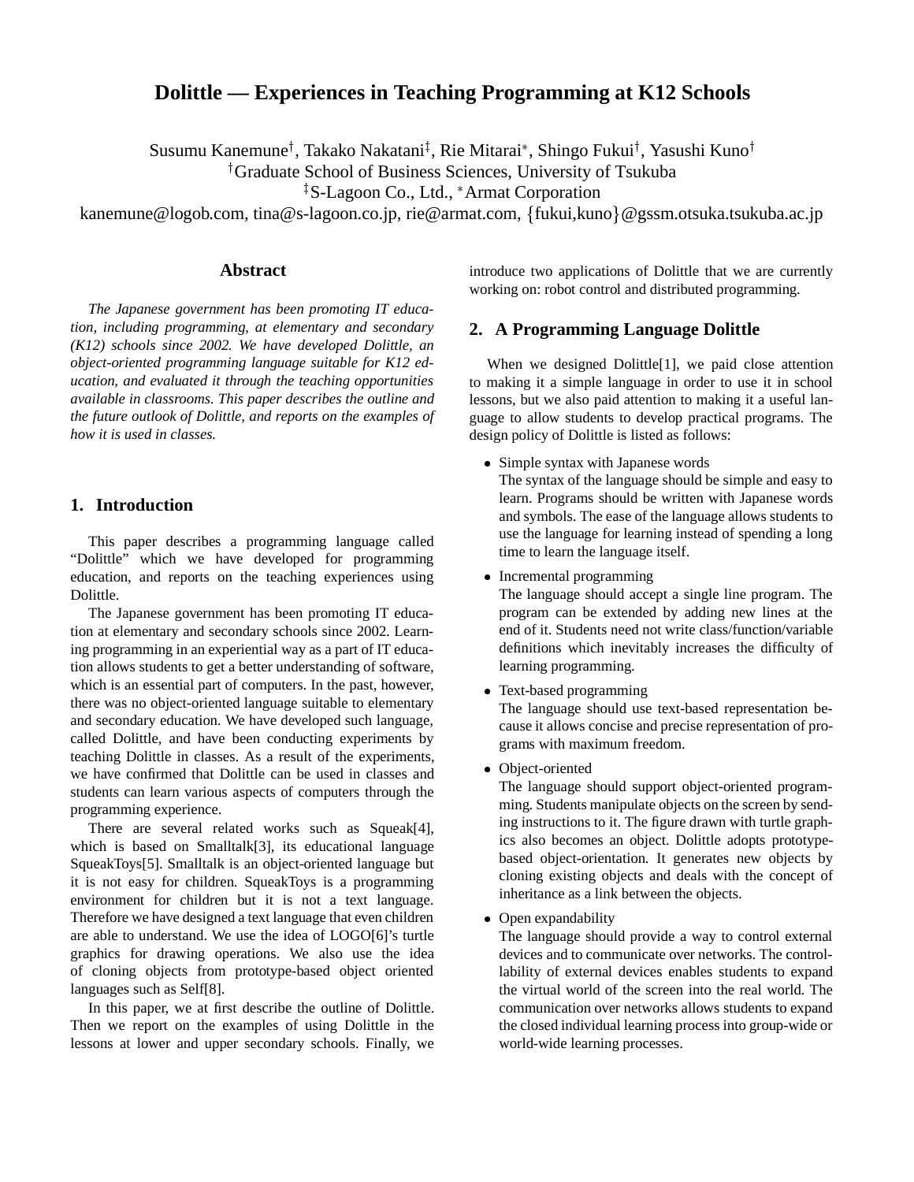# Dolittle — Experiences in Teaching Programming at K12 Schools

Susumu Kanemune[†], Takako Nakatani[‡], Rie Mitarai[*], Shingo Fukui[†], Yasushi Kuno[†]
[†]Graduate School of Business Sciences, University of Tsukuba
[‡]S-Lagoon Co., Ltd., [*]Armat Corporation
kanemune@logob.com, tina@s-lagoon.co.jp, rie@armat.com, {fukui,kuno}@gssm.otsuka.tsukuba.ac.jp

## Abstract

*The Japanese government has been promoting IT education, including programming, at elementary and secondary (K12) schools since 2002. We have developed Dolittle, an object-oriented programming language suitable for K12 education, and evaluated it through the teaching opportunities available in classrooms. This paper describes the outline and the future outlook of Dolittle, and reports on the examples of how it is used in classes.*

## 1. Introduction

This paper describes a programming language called "Dolittle" which we have developed for programming education, and reports on the teaching experiences using Dolittle.

The Japanese government has been promoting IT education at elementary and secondary schools since 2002. Learning programming in an experiential way as a part of IT education allows students to get a better understanding of software, which is an essential part of computers. In the past, however, there was no object-oriented language suitable to elementary and secondary education. We have developed such language, called Dolittle, and have been conducting experiments by teaching Dolittle in classes. As a result of the experiments, we have confirmed that Dolittle can be used in classes and students can learn various aspects of computers through the programming experience.

There are several related works such as Squeak[4], which is based on Smalltalk[3], its educational language SqueakToys[5]. Smalltalk is an object-oriented language but it is not easy for children. SqueakToys is a programming environment for children but it is not a text language. Therefore we have designed a text language that even children are able to understand. We use the idea of LOGO[6]'s turtle graphics for drawing operations. We also use the idea of cloning objects from prototype-based object oriented languages such as Self[8].

In this paper, we at first describe the outline of Dolittle. Then we report on the examples of using Dolittle in the lessons at lower and upper secondary schools. Finally, we introduce two applications of Dolittle that we are currently working on: robot control and distributed programming.

## 2. A Programming Language Dolittle

When we designed Dolittle[1], we paid close attention to making it a simple language in order to use it in school lessons, but we also paid attention to making it a useful language to allow students to develop practical programs. The design policy of Dolittle is listed as follows:

- Simple syntax with Japanese words
  The syntax of the language should be simple and easy to learn. Programs should be written with Japanese words and symbols. The ease of the language allows students to use the language for learning instead of spending a long time to learn the language itself.
- Incremental programming
  The language should accept a single line program. The program can be extended by adding new lines at the end of it. Students need not write class/function/variable definitions which inevitably increases the difficulty of learning programming.
- Text-based programming
  The language should use text-based representation because it allows concise and precise representation of programs with maximum freedom.
- Object-oriented
  The language should support object-oriented programming. Students manipulate objects on the screen by sending instructions to it. The figure drawn with turtle graphics also becomes an object. Dolittle adopts prototype-based object-orientation. It generates new objects by cloning existing objects and deals with the concept of inheritance as a link between the objects.
- Open expandability
  The language should provide a way to control external devices and to communicate over networks. The controllability of external devices enables students to expand the virtual world of the screen into the real world. The communication over networks allows students to expand the closed individual learning process into group-wide or world-wide learning processes.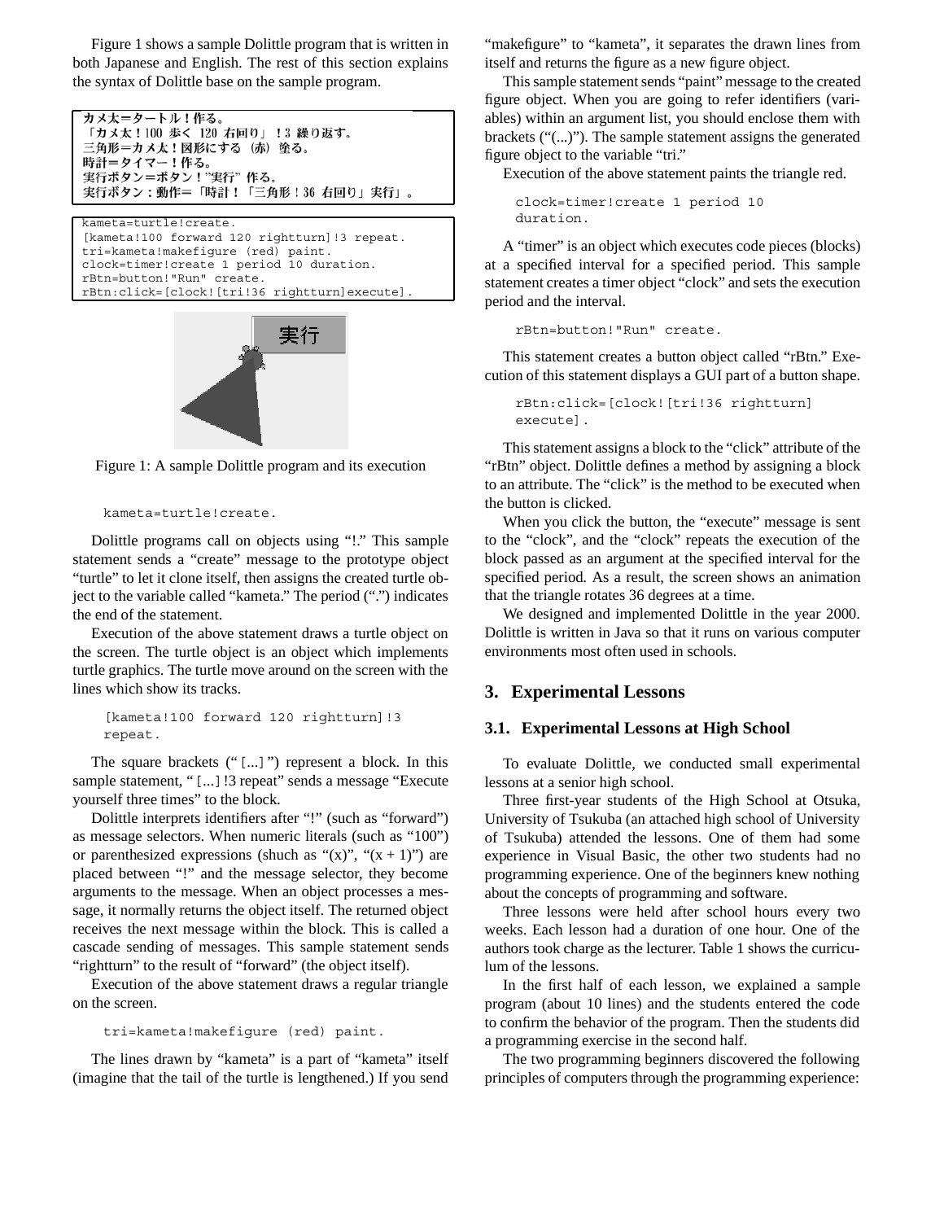Figure 1 shows a sample Dolittle program that is written in both Japanese and English. The rest of this section explains the syntax of Dolittle base on the sample program.

```
カメ太＝タートル！作る。
「カメ太！100 歩く 120 右回り」！3 繰り返す。
三角形＝カメ太！図形にする（赤）塗る。
時計＝タイマー！作る。
実行ボタン＝ボタン！"実行" 作る。
実行ボタン：動作＝「時計！「三角形！36 右回り」実行」。
```

```
kameta=turtle!create.
[kameta!100 forward 120 rightturn]!3 repeat.
tri=kameta!makefigure (red) paint.
clock=timer!create 1 period 10 duration.
rBtn=button!"Run" create.
rBtn:click=[clock![tri!36 rightturn]execute].
```

Figure 1: A sample Dolittle program and its execution

```
kameta=turtle!create.
```

Dolittle programs call on objects using "!." This sample statement sends a "create" message to the prototype object "turtle" to let it clone itself, then assigns the created turtle object to the variable called "kameta." The period (".") indicates the end of the statement.

Execution of the above statement draws a turtle object on the screen. The turtle object is an object which implements turtle graphics. The turtle move around on the screen with the lines which show its tracks.

```
[kameta!100 forward 120 rightturn]!3
repeat.
```

The square brackets ("[...]") represent a block. In this sample statement, "[...]!3 repeat" sends a message "Execute yourself three times" to the block.

Dolittle interprets identifiers after "!" (such as "forward") as message selectors. When numeric literals (such as "100") or parenthesized expressions (shuch as "(x)", "(x + 1)") are placed between "!" and the message selector, they become arguments to the message. When an object processes a message, it normally returns the object itself. The returned object receives the next message within the block. This is called a cascade sending of messages. This sample statement sends "rightturn" to the result of "forward" (the object itself).

Execution of the above statement draws a regular triangle on the screen.

```
tri=kameta!makefigure (red) paint.
```

The lines drawn by "kameta" is a part of "kameta" itself (imagine that the tail of the turtle is lengthened.) If you send "makefigure" to "kameta", it separates the drawn lines from itself and returns the figure as a new figure object.

This sample statement sends "paint" message to the created figure object. When you are going to refer identifiers (variables) within an argument list, you should enclose them with brackets ("(...)"). The sample statement assigns the generated figure object to the variable "tri."

Execution of the above statement paints the triangle red.

```
clock=timer!create 1 period 10
duration.
```

A "timer" is an object which executes code pieces (blocks) at a specified interval for a specified period. This sample statement creates a timer object "clock" and sets the execution period and the interval.

```
rBtn=button!"Run" create.
```

This statement creates a button object called "rBtn." Execution of this statement displays a GUI part of a button shape.

```
rBtn:click=[clock![tri!36 rightturn]
execute].
```

This statement assigns a block to the "click" attribute of the "rBtn" object. Dolittle defines a method by assigning a block to an attribute. The "click" is the method to be executed when the button is clicked.

When you click the button, the "execute" message is sent to the "clock", and the "clock" repeats the execution of the block passed as an argument at the specified interval for the specified period. As a result, the screen shows an animation that the triangle rotates 36 degrees at a time.

We designed and implemented Dolittle in the year 2000. Dolittle is written in Java so that it runs on various computer environments most often used in schools.

## 3. Experimental Lessons

### 3.1. Experimental Lessons at High School

To evaluate Dolittle, we conducted small experimental lessons at a senior high school.

Three first-year students of the High School at Otsuka, University of Tsukuba (an attached high school of University of Tsukuba) attended the lessons. One of them had some experience in Visual Basic, the other two students had no programming experience. One of the beginners knew nothing about the concepts of programming and software.

Three lessons were held after school hours every two weeks. Each lesson had a duration of one hour. One of the authors took charge as the lecturer. Table 1 shows the curriculum of the lessons.

In the first half of each lesson, we explained a sample program (about 10 lines) and the students entered the code to confirm the behavior of the program. Then the students did a programming exercise in the second half.

The two programming beginners discovered the following principles of computers through the programming experience: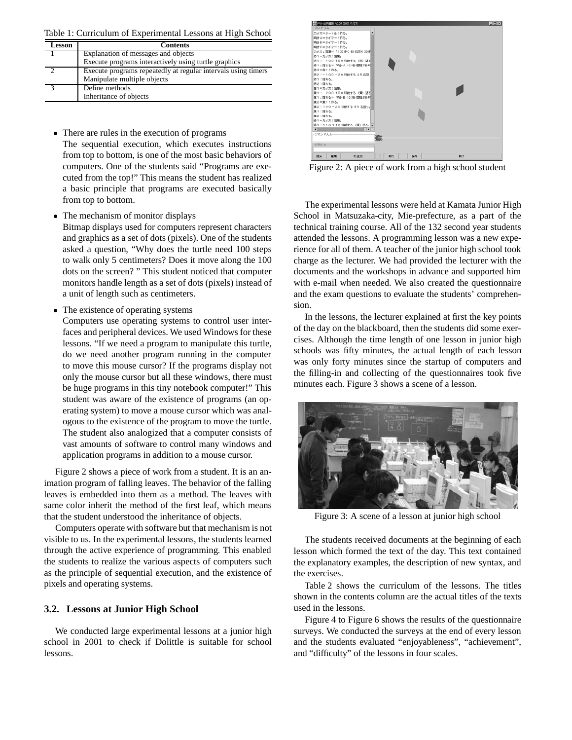Table 1: Curriculum of Experimental Lessons at High School

| Lesson | Contents |
|---|---|
| 1 | Explanation of messages and objects<br>Execute programs interactively using turtle graphics |
| 2 | Execute programs repeatedly at regular intervals using timers<br>Manipulate multiple objects |
| 3 | Define methods<br>Inheritance of objects |

- There are rules in the execution of programs
  The sequential execution, which executes instructions from top to bottom, is one of the most basic behaviors of computers. One of the students said "Programs are executed from the top!" This means the student has realized a basic principle that programs are executed basically from top to bottom.

- The mechanism of monitor displays
  Bitmap displays used for computers represent characters and graphics as a set of dots (pixels). One of the students asked a question, "Why does the turtle need 100 steps to walk only 5 centimeters? Does it move along the 100 dots on the screen? " This student noticed that computer monitors handle length as a set of dots (pixels) instead of a unit of length such as centimeters.

- The existence of operating systems
  Computers use operating systems to control user interfaces and peripheral devices. We used Windows for these lessons. "If we need a program to manipulate this turtle, do we need another program running in the computer to move this mouse cursor? If the programs display not only the mouse cursor but all these windows, there must be huge programs in this tiny notebook computer!" This student was aware of the existence of programs (an operating system) to move a mouse cursor which was analogous to the existence of the program to move the turtle. The student also analogized that a computer consists of vast amounts of software to control many windows and application programs in addition to a mouse cursor.

Figure 2 shows a piece of work from a student. It is an animation program of falling leaves. The behavior of the falling leaves is embedded into them as a method. The leaves with same color inherit the method of the first leaf, which means that the student understood the inheritance of objects.

Computers operate with software but that mechanism is not visible to us. In the experimental lessons, the students learned through the active experience of programming. This enabled the students to realize the various aspects of computers such as the principle of sequential execution, and the existence of pixels and operating systems.

### 3.2. Lessons at Junior High School

We conducted large experimental lessons at a junior high school in 2001 to check if Dolittle is suitable for school lessons.

Figure 2: A piece of work from a high school student

The experimental lessons were held at Kamata Junior High School in Matsuzaka-city, Mie-prefecture, as a part of the technical training course. All of the 132 second year students attended the lessons. A programming lesson was a new experience for all of them. A teacher of the junior high school took charge as the lecturer. We had provided the lecturer with the documents and the workshops in advance and supported him with e-mail when needed. We also created the questionnaire and the exam questions to evaluate the students' comprehension.

In the lessons, the lecturer explained at first the key points of the day on the blackboard, then the students did some exercises. Although the time length of one lesson in junior high schools was fifty minutes, the actual length of each lesson was only forty minutes since the startup of computers and the filling-in and collecting of the questionnaires took five minutes each. Figure 3 shows a scene of a lesson.

Figure 3: A scene of a lesson at junior high school

The students received documents at the beginning of each lesson which formed the text of the day. This text contained the explanatory examples, the description of new syntax, and the exercises.

Table 2 shows the curriculum of the lessons. The titles shown in the contents column are the actual titles of the texts used in the lessons.

Figure 4 to Figure 6 shows the results of the questionnaire surveys. We conducted the surveys at the end of every lesson and the students evaluated "enjoyableness", "achievement", and "difficulty" of the lessons in four scales.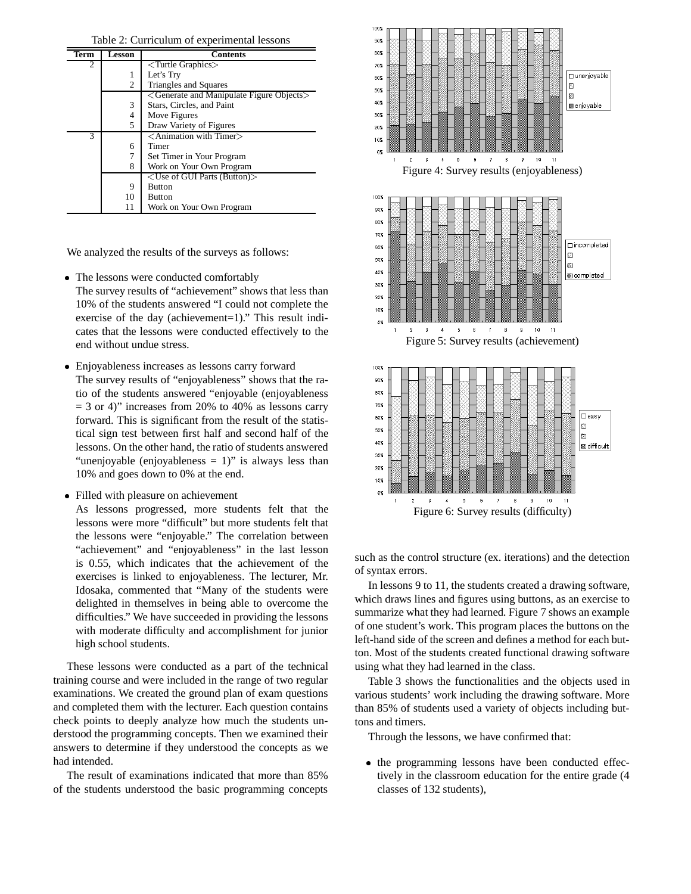Table 2: Curriculum of experimental lessons

| Term | Lesson | Contents |
|---|---|---|
| 2 | | <Turtle Graphics> |
| | 1 | Let's Try |
| | 2 | Triangles and Squares |
| | | <Generate and Manipulate Figure Objects> |
| | 3 | Stars, Circles, and Paint |
| | 4 | Move Figures |
| | 5 | Draw Variety of Figures |
| 3 | | <Animation with Timer> |
| | 6 | Timer |
| | 7 | Set Timer in Your Program |
| | 8 | Work on Your Own Program |
| | | <Use of GUI Parts (Button)> |
| | 9 | Button |
| | 10 | Button |
| | 11 | Work on Your Own Program |

We analyzed the results of the surveys as follows:

- The lessons were conducted comfortably
  The survey results of "achievement" shows that less than 10% of the students answered "I could not complete the exercise of the day (achievement=1)." This result indicates that the lessons were conducted effectively to the end without undue stress.
- Enjoyableness increases as lessons carry forward
  The survey results of "enjoyableness" shows that the ratio of the students answered "enjoyable (enjoyableness = 3 or 4)" increases from 20% to 40% as lessons carry forward. This is significant from the result of the statistical sign test between first half and second half of the lessons. On the other hand, the ratio of students answered "unenjoyable (enjoyableness = 1)" is always less than 10% and goes down to 0% at the end.
- Filled with pleasure on achievement
  As lessons progressed, more students felt that the lessons were more "difficult" but more students felt that the lessons were "enjoyable." The correlation between "achievement" and "enjoyableness" in the last lesson is 0.55, which indicates that the achievement of the exercises is linked to enjoyableness. The lecturer, Mr. Idosaka, commented that "Many of the students were delighted in themselves in being able to overcome the difficulties." We have succeeded in providing the lessons with moderate difficulty and accomplishment for junior high school students.

These lessons were conducted as a part of the technical training course and were included in the range of two regular examinations. We created the ground plan of exam questions and completed them with the lecturer. Each question contains check points to deeply analyze how much the students understood the programming concepts. Then we examined their answers to determine if they understood the concepts as we had intended.

The result of examinations indicated that more than 85% of the students understood the basic programming concepts such as the control structure (ex. iterations) and the detection of syntax errors.

Figure 4: Survey results (enjoyableness)

Figure 5: Survey results (achievement)

Figure 6: Survey results (difficulty)

In lessons 9 to 11, the students created a drawing software, which draws lines and figures using buttons, as an exercise to summarize what they had learned. Figure 7 shows an example of one student's work. This program places the buttons on the left-hand side of the screen and defines a method for each button. Most of the students created functional drawing software using what they had learned in the class.

Table 3 shows the functionalities and the objects used in various students' work including the drawing software. More than 85% of students used a variety of objects including buttons and timers.

Through the lessons, we have confirmed that:

- the programming lessons have been conducted effectively in the classroom education for the entire grade (4 classes of 132 students),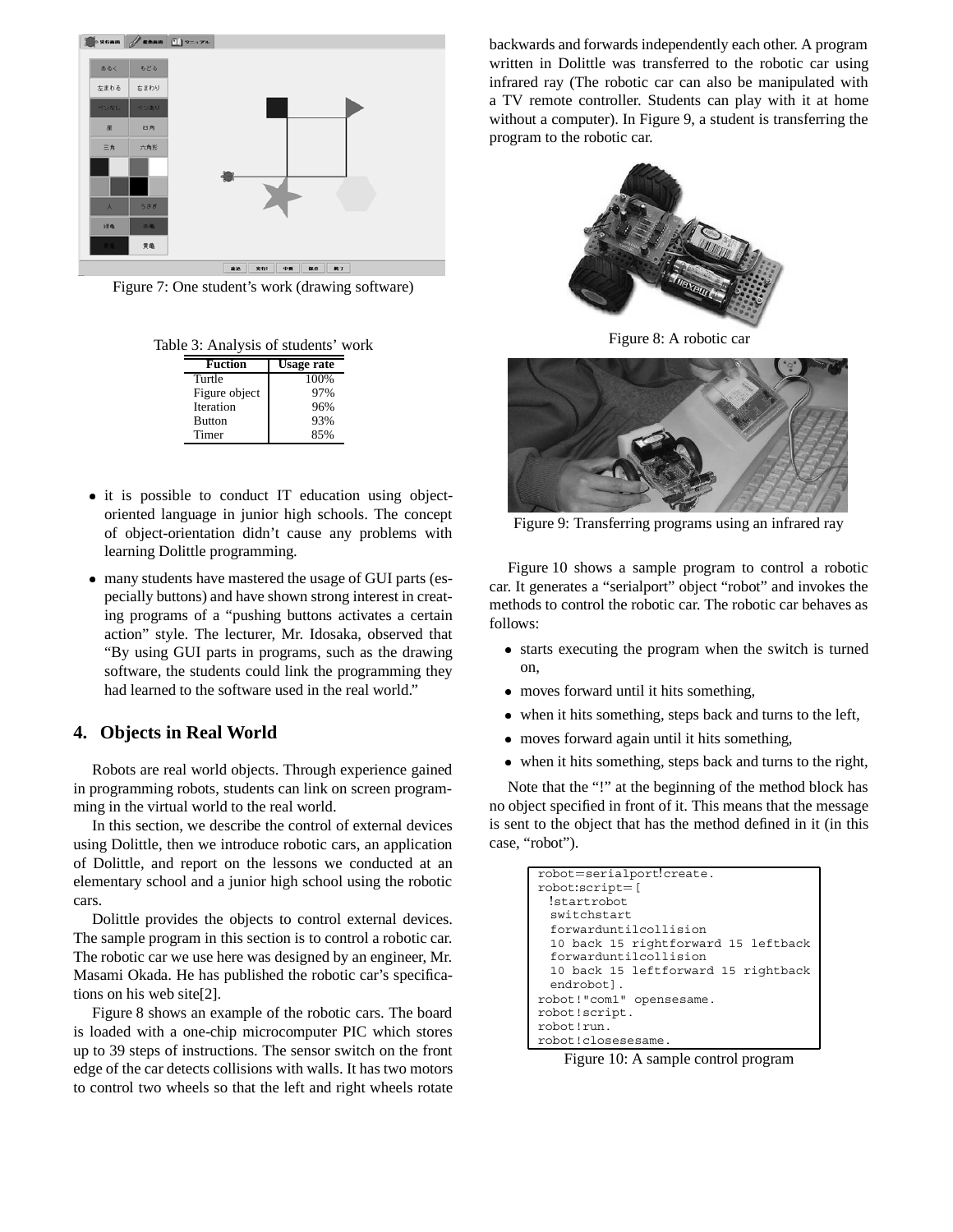Figure 7: One student's work (drawing software)

Table 3: Analysis of students' work

| Fuction | Usage rate |
|---|---|
| Turtle | 100% |
| Figure object | 97% |
| Iteration | 96% |
| Button | 93% |
| Timer | 85% |

- it is possible to conduct IT education using object-oriented language in junior high schools. The concept of object-orientation didn't cause any problems with learning Dolittle programming.
- many students have mastered the usage of GUI parts (especially buttons) and have shown strong interest in creating programs of a "pushing buttons activates a certain action" style. The lecturer, Mr. Idosaka, observed that "By using GUI parts in programs, such as the drawing software, the students could link the programming they had learned to the software used in the real world."

## 4. Objects in Real World

Robots are real world objects. Through experience gained in programming robots, students can link on screen programming in the virtual world to the real world.

In this section, we describe the control of external devices using Dolittle, then we introduce robotic cars, an application of Dolittle, and report on the lessons we conducted at an elementary school and a junior high school using the robotic cars.

Dolittle provides the objects to control external devices. The sample program in this section is to control a robotic car. The robotic car we use here was designed by an engineer, Mr. Masami Okada. He has published the robotic car's specifications on his web site[2].

Figure 8 shows an example of the robotic cars. The board is loaded with a one-chip microcomputer PIC which stores up to 39 steps of instructions. The sensor switch on the front edge of the car detects collisions with walls. It has two motors to control two wheels so that the left and right wheels rotate backwards and forwards independently each other. A program written in Dolittle was transferred to the robotic car using infrared ray (The robotic car can also be manipulated with a TV remote controller. Students can play with it at home without a computer). In Figure 9, a student is transferring the program to the robotic car.

Figure 8: A robotic car

Figure 9: Transferring programs using an infrared ray

Figure 10 shows a sample program to control a robotic car. It generates a "serialport" object "robot" and invokes the methods to control the robotic car. The robotic car behaves as follows:

- starts executing the program when the switch is turned on,
- moves forward until it hits something,
- when it hits something, steps back and turns to the left,
- moves forward again until it hits something,
- when it hits something, steps back and turns to the right,

Note that the "!" at the beginning of the method block has no object specified in front of it. This means that the message is sent to the object that has the method defined in it (in this case, "robot").

```
robot=serialport!create.
robot:script=[
  !startrobot
  switchstart
  forwarduntilcollision
  10 back 15 rightforward 15 leftback
  forwarduntilcollision
  10 back 15 leftforward 15 rightback
  endrobot].
robot!"com1" opensesame.
robot!script.
robot!run.
robot!closesesame.
```

Figure 10: A sample control program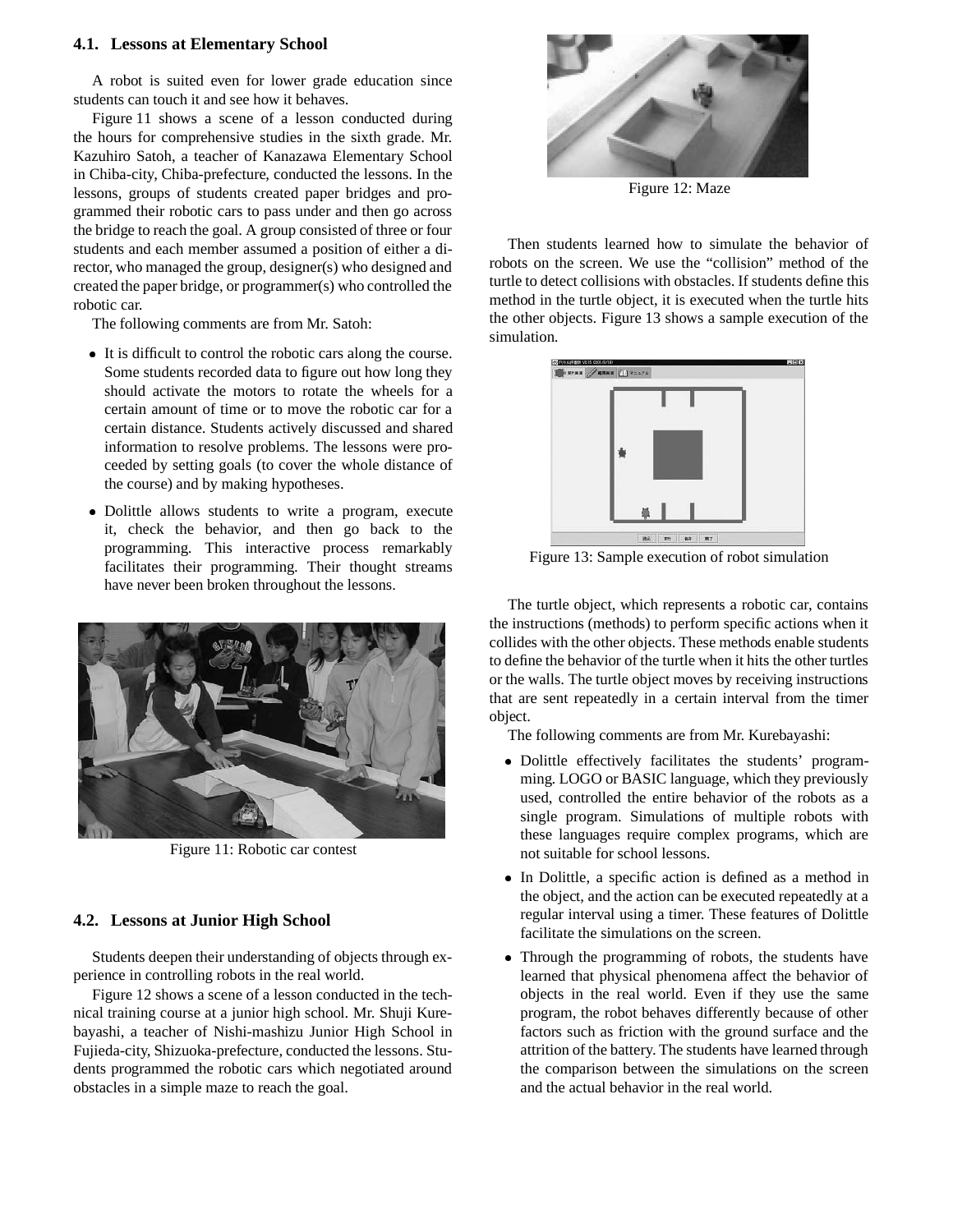### 4.1. Lessons at Elementary School

A robot is suited even for lower grade education since students can touch it and see how it behaves.

Figure 11 shows a scene of a lesson conducted during the hours for comprehensive studies in the sixth grade. Mr. Kazuhiro Satoh, a teacher of Kanazawa Elementary School in Chiba-city, Chiba-prefecture, conducted the lessons. In the lessons, groups of students created paper bridges and programmed their robotic cars to pass under and then go across the bridge to reach the goal. A group consisted of three or four students and each member assumed a position of either a director, who managed the group, designer(s) who designed and created the paper bridge, or programmer(s) who controlled the robotic car.

The following comments are from Mr. Satoh:

- It is difficult to control the robotic cars along the course. Some students recorded data to figure out how long they should activate the motors to rotate the wheels for a certain amount of time or to move the robotic car for a certain distance. Students actively discussed and shared information to resolve problems. The lessons were proceeded by setting goals (to cover the whole distance of the course) and by making hypotheses.
- Dolittle allows students to write a program, execute it, check the behavior, and then go back to the programming. This interactive process remarkably facilitates their programming. Their thought streams have never been broken throughout the lessons.

Figure 11: Robotic car contest

### 4.2. Lessons at Junior High School

Students deepen their understanding of objects through experience in controlling robots in the real world.

Figure 12 shows a scene of a lesson conducted in the technical training course at a junior high school. Mr. Shuji Kurebayashi, a teacher of Nishi-mashizu Junior High School in Fujieda-city, Shizuoka-prefecture, conducted the lessons. Students programmed the robotic cars which negotiated around obstacles in a simple maze to reach the goal.

Figure 12: Maze

Then students learned how to simulate the behavior of robots on the screen. We use the "collision" method of the turtle to detect collisions with obstacles. If students define this method in the turtle object, it is executed when the turtle hits the other objects. Figure 13 shows a sample execution of the simulation.

Figure 13: Sample execution of robot simulation

The turtle object, which represents a robotic car, contains the instructions (methods) to perform specific actions when it collides with the other objects. These methods enable students to define the behavior of the turtle when it hits the other turtles or the walls. The turtle object moves by receiving instructions that are sent repeatedly in a certain interval from the timer object.

The following comments are from Mr. Kurebayashi:

- Dolittle effectively facilitates the students' programming. LOGO or BASIC language, which they previously used, controlled the entire behavior of the robots as a single program. Simulations of multiple robots with these languages require complex programs, which are not suitable for school lessons.
- In Dolittle, a specific action is defined as a method in the object, and the action can be executed repeatedly at a regular interval using a timer. These features of Dolittle facilitate the simulations on the screen.
- Through the programming of robots, the students have learned that physical phenomena affect the behavior of objects in the real world. Even if they use the same program, the robot behaves differently because of other factors such as friction with the ground surface and the attrition of the battery. The students have learned through the comparison between the simulations on the screen and the actual behavior in the real world.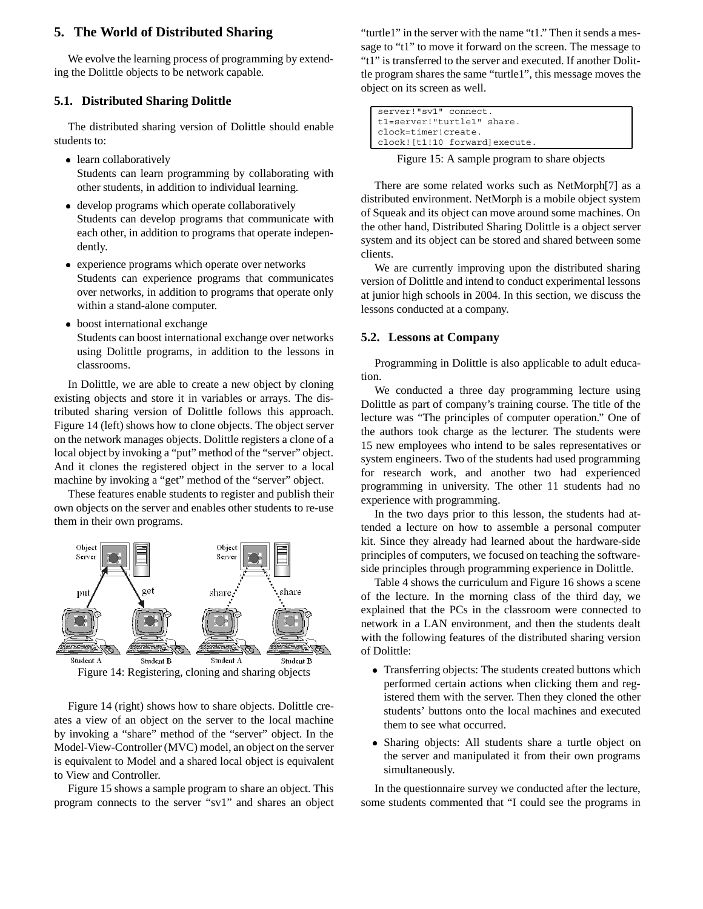## 5. The World of Distributed Sharing

We evolve the learning process of programming by extending the Dolittle objects to be network capable.

### 5.1. Distributed Sharing Dolittle

The distributed sharing version of Dolittle should enable students to:

- learn collaboratively
  Students can learn programming by collaborating with other students, in addition to individual learning.
- develop programs which operate collaboratively
  Students can develop programs that communicate with each other, in addition to programs that operate independently.
- experience programs which operate over networks
  Students can experience programs that communicates over networks, in addition to programs that operate only within a stand-alone computer.
- boost international exchange
  Students can boost international exchange over networks using Dolittle programs, in addition to the lessons in classrooms.

In Dolittle, we are able to create a new object by cloning existing objects and store it in variables or arrays. The distributed sharing version of Dolittle follows this approach. Figure 14 (left) shows how to clone objects. The object server on the network manages objects. Dolittle registers a clone of a local object by invoking a "put" method of the "server" object. And it clones the registered object in the server to a local machine by invoking a "get" method of the "server" object.

These features enable students to register and publish their own objects on the server and enables other students to re-use them in their own programs.

Figure 14: Registering, cloning and sharing objects

Figure 14 (right) shows how to share objects. Dolittle creates a view of an object on the server to the local machine by invoking a "share" method of the "server" object. In the Model-View-Controller (MVC) model, an object on the server is equivalent to Model and a shared local object is equivalent to View and Controller.

Figure 15 shows a sample program to share an object. This program connects to the server "sv1" and shares an object "turtle1" in the server with the name "t1." Then it sends a message to "t1" to move it forward on the screen. The message to "t1" is transferred to the server and executed. If another Dolittle program shares the same "turtle1", this message moves the object on its screen as well.

```
server!"sv1" connect.
t1=server!"turtle1" share.
clock=timer!create.
clock![t1!10 forward]execute.
```

Figure 15: A sample program to share objects

There are some related works such as NetMorph[7] as a distributed environment. NetMorph is a mobile object system of Squeak and its object can move around some machines. On the other hand, Distributed Sharing Dolittle is a object server system and its object can be stored and shared between some clients.

We are currently improving upon the distributed sharing version of Dolittle and intend to conduct experimental lessons at junior high schools in 2004. In this section, we discuss the lessons conducted at a company.

### 5.2. Lessons at Company

Programming in Dolittle is also applicable to adult education.

We conducted a three day programming lecture using Dolittle as part of company's training course. The title of the lecture was "The principles of computer operation." One of the authors took charge as the lecturer. The students were 15 new employees who intend to be sales representatives or system engineers. Two of the students had used programming for research work, and another two had experienced programming in university. The other 11 students had no experience with programming.

In the two days prior to this lesson, the students had attended a lecture on how to assemble a personal computer kit. Since they already had learned about the hardware-side principles of computers, we focused on teaching the software-side principles through programming experience in Dolittle.

Table 4 shows the curriculum and Figure 16 shows a scene of the lecture. In the morning class of the third day, we explained that the PCs in the classroom were connected to network in a LAN environment, and then the students dealt with the following features of the distributed sharing version of Dolittle:

- Transferring objects: The students created buttons which performed certain actions when clicking them and registered them with the server. Then they cloned the other students' buttons onto the local machines and executed them to see what occurred.
- Sharing objects: All students share a turtle object on the server and manipulated it from their own programs simultaneously.

In the questionnaire survey we conducted after the lecture, some students commented that "I could see the programs in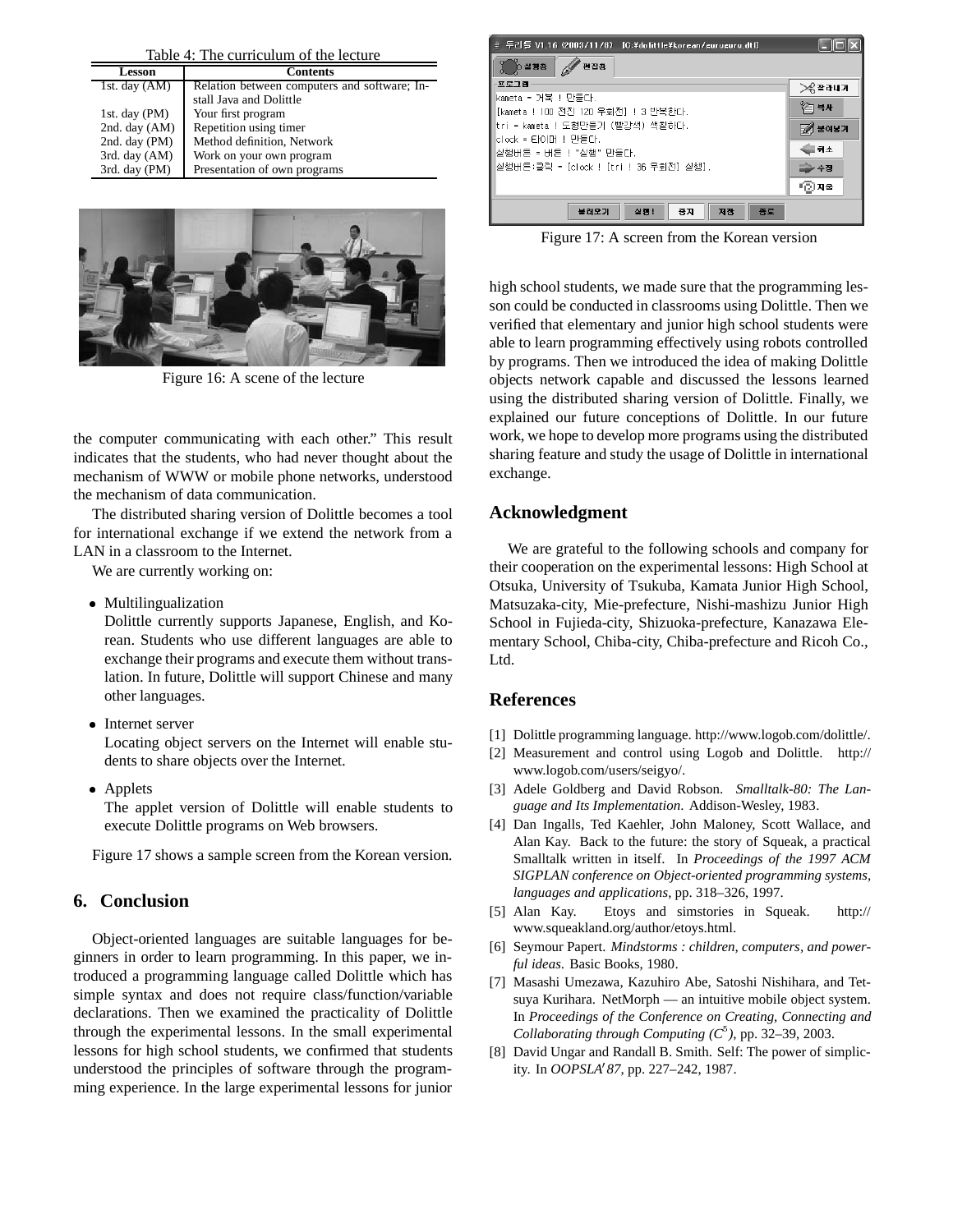Table 4: The curriculum of the lecture

| Lesson | Contents |
|---|---|
| 1st. day (AM) | Relation between computers and software; Install Java and Dolittle |
| 1st. day (PM) | Your first program |
| 2nd. day (AM) | Repetition using timer |
| 2nd. day (PM) | Method definition, Network |
| 3rd. day (AM) | Work on your own program |
| 3rd. day (PM) | Presentation of own programs |

Figure 16: A scene of the lecture

the computer communicating with each other." This result indicates that the students, who had never thought about the mechanism of WWW or mobile phone networks, understood the mechanism of data communication.

The distributed sharing version of Dolittle becomes a tool for international exchange if we extend the network from a LAN in a classroom to the Internet.

We are currently working on:

- Multilingualization
  Dolittle currently supports Japanese, English, and Korean. Students who use different languages are able to exchange their programs and execute them without translation. In future, Dolittle will support Chinese and many other languages.
- Internet server
  Locating object servers on the Internet will enable students to share objects over the Internet.
- Applets
  The applet version of Dolittle will enable students to execute Dolittle programs on Web browsers.

Figure 17 shows a sample screen from the Korean version.

## 6. Conclusion

Object-oriented languages are suitable languages for beginners in order to learn programming. In this paper, we introduced a programming language called Dolittle which has simple syntax and does not require class/function/variable declarations. Then we examined the practicality of Dolittle through the experimental lessons. In the small experimental lessons for high school students, we confirmed that students understood the principles of software through the programming experience. In the large experimental lessons for junior high school students, we made sure that the programming lesson could be conducted in classrooms using Dolittle. Then we verified that elementary and junior high school students were able to learn programming effectively using robots controlled by programs. Then we introduced the idea of making Dolittle objects network capable and discussed the lessons learned using the distributed sharing version of Dolittle. Finally, we explained our future conceptions of Dolittle. In our future work, we hope to develop more programs using the distributed sharing feature and study the usage of Dolittle in international exchange.

Figure 17: A screen from the Korean version

## Acknowledgment

We are grateful to the following schools and company for their cooperation on the experimental lessons: High School at Otsuka, University of Tsukuba, Kamata Junior High School, Matsuzaka-city, Mie-prefecture, Nishi-mashizu Junior High School in Fujieda-city, Shizuoka-prefecture, Kanazawa Elementary School, Chiba-city, Chiba-prefecture and Ricoh Co., Ltd.

## References

[1] Dolittle programming language. http://www.logob.com/dolittle/.

[2] Measurement and control using Logob and Dolittle. http://www.logob.com/users/seigyo/.

[3] Adele Goldberg and David Robson. *Smalltalk-80: The Language and Its Implementation*. Addison-Wesley, 1983.

[4] Dan Ingalls, Ted Kaehler, John Maloney, Scott Wallace, and Alan Kay. Back to the future: the story of Squeak, a practical Smalltalk written in itself. In *Proceedings of the 1997 ACM SIGPLAN conference on Object-oriented programming systems, languages and applications*, pp. 318–326, 1997.

[5] Alan Kay. Etoys and simstories in Squeak. http://www.squeakland.org/author/etoys.html.

[6] Seymour Papert. *Mindstorms : children, computers, and powerful ideas*. Basic Books, 1980.

[7] Masashi Umezawa, Kazuhiro Abe, Satoshi Nishihara, and Tetsuya Kurihara. NetMorph — an intuitive mobile object system. In *Proceedings of the Conference on Creating, Connecting and Collaborating through Computing ($C^5$)*, pp. 32–39, 2003.

[8] David Ungar and Randall B. Smith. Self: The power of simplicity. In *OOPSLA′87*, pp. 227–242, 1987.